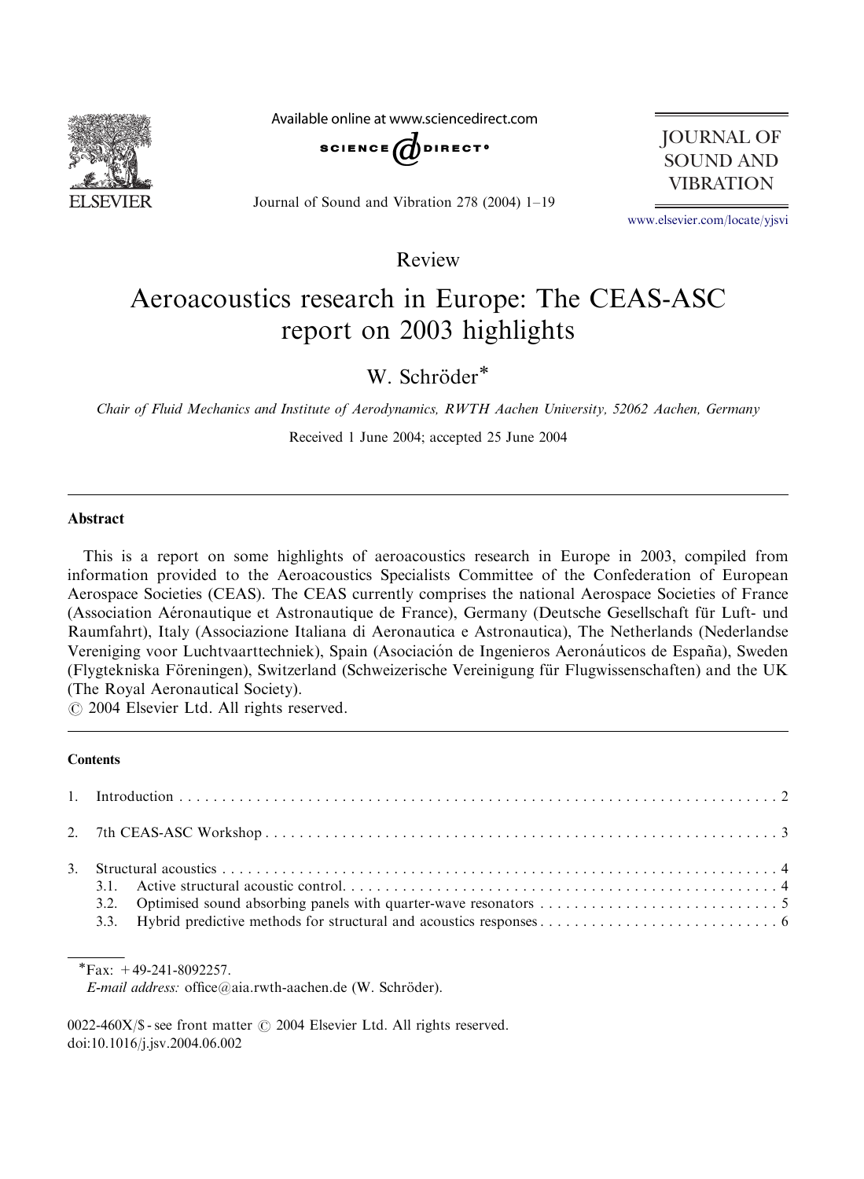Review

# Aeroacoustics research in Europe: The CEAS-ASC report on 2003 highlights

W. Schröder*

*Chair of Fluid Mechanics and Institute of Aerodynamics, RWTH Aachen University, 52062 Aachen, Germany*

Received 1 June 2004; accepted 25 June 2004

## Abstract

This is a report on some highlights of aeroacoustics research in Europe in 2003, compiled from information provided to the Aeroacoustics Specialists Committee of the Confederation of European Aerospace Societies (CEAS). The CEAS currently comprises the national Aerospace Societies of France (Association Aéronautique et Astronautique de France), Germany (Deutsche Gesellschaft für Luft- und Raumfahrt), Italy (Associazione Italiana di Aeronautica e Astronautica), The Netherlands (Nederlandse Vereniging voor Luchtvaarttechniek), Spain (Asociación de Ingenieros Aeronáuticos de España), Sweden (Flygtekniska Föreningen), Switzerland (Schweizerische Vereinigung für Flugwissenschaften) and the UK (The Royal Aeronautical Society).

© 2004 Elsevier Ltd. All rights reserved.

### Contents

1. Introduction . . . . . 2
2. 7th CEAS-ASC Workshop . . . . . 3
3. Structural acoustics . . . . . 4
   - 3.1. Active structural acoustic control. . . . . 4
   - 3.2. Optimised sound absorbing panels with quarter-wave resonators . . . . . 5
   - 3.3. Hybrid predictive methods for structural and acoustics responses . . . . . 6

*Fax: +49-241-8092257.
*E-mail address:* office@aia.rwth-aachen.de (W. Schröder).

0022-460X/$ - see front matter © 2004 Elsevier Ltd. All rights reserved.
doi:10.1016/j.jsv.2004.06.002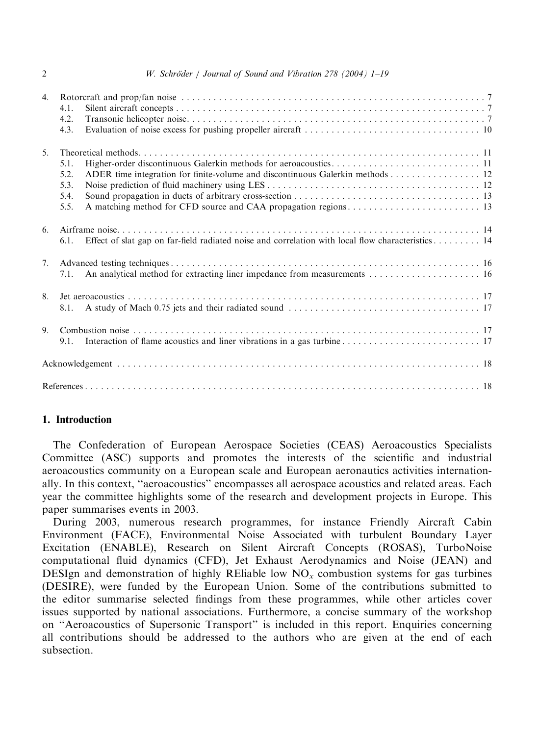4. Rotorcraft and prop/fan noise . . . . . . . . . . . . . . . . . . . . . . . . . . . . . . . . . . . . . . . . . . . . . . . . . . . . . . . . . . . 7
   4.1. Silent aircraft concepts . . . . . . . . . . . . . . . . . . . . . . . . . . . . . . . . . . . . . . . . . . . . . . . . . . . . . . . . . . . 7
   4.2. Transonic helicopter noise . . . . . . . . . . . . . . . . . . . . . . . . . . . . . . . . . . . . . . . . . . . . . . . . . . . . . . . . . 7
   4.3. Evaluation of noise excess for pushing propeller aircraft . . . . . . . . . . . . . . . . . . . . . . . . . . . . . . . . . . 10

5. Theoretical methods . . . . . . . . . . . . . . . . . . . . . . . . . . . . . . . . . . . . . . . . . . . . . . . . . . . . . . . . . . . . . . . . 11
   5.1. Higher-order discontinuous Galerkin methods for aeroacoustics . . . . . . . . . . . . . . . . . . . . . . . . . . . . . 11
   5.2. ADER time integration for finite-volume and discontinuous Galerkin methods . . . . . . . . . . . . . . . . . . 12
   5.3. Noise prediction of fluid machinery using LES . . . . . . . . . . . . . . . . . . . . . . . . . . . . . . . . . . . . . . . . . 12
   5.4. Sound propagation in ducts of arbitrary cross-section . . . . . . . . . . . . . . . . . . . . . . . . . . . . . . . . . . . . 13
   5.5. A matching method for CFD source and CAA propagation regions . . . . . . . . . . . . . . . . . . . . . . . . . . 13

6. Airframe noise . . . . . . . . . . . . . . . . . . . . . . . . . . . . . . . . . . . . . . . . . . . . . . . . . . . . . . . . . . . . . . . . . . . 14
   6.1. Effect of slat gap on far-field radiated noise and correlation with local flow characteristics . . . . . . . . . 14

7. Advanced testing techniques . . . . . . . . . . . . . . . . . . . . . . . . . . . . . . . . . . . . . . . . . . . . . . . . . . . . . . . . . 16
   7.1. An analytical method for extracting liner impedance from measurements . . . . . . . . . . . . . . . . . . . . . . 16

8. Jet aeroacoustics . . . . . . . . . . . . . . . . . . . . . . . . . . . . . . . . . . . . . . . . . . . . . . . . . . . . . . . . . . . . . . . . . . 17
   8.1. A study of Mach 0.75 jets and their radiated sound . . . . . . . . . . . . . . . . . . . . . . . . . . . . . . . . . . . . . 17

9. Combustion noise . . . . . . . . . . . . . . . . . . . . . . . . . . . . . . . . . . . . . . . . . . . . . . . . . . . . . . . . . . . . . . . . . 17
   9.1. Interaction of flame acoustics and liner vibrations in a gas turbine . . . . . . . . . . . . . . . . . . . . . . . . . . . 17

Acknowledgement . . . . . . . . . . . . . . . . . . . . . . . . . . . . . . . . . . . . . . . . . . . . . . . . . . . . . . . . . . . . . . . . . . . . 18

References . . . . . . . . . . . . . . . . . . . . . . . . . . . . . . . . . . . . . . . . . . . . . . . . . . . . . . . . . . . . . . . . . . . . . . . . . 18

## 1. Introduction

The Confederation of European Aerospace Societies (CEAS) Aeroacoustics Specialists Committee (ASC) supports and promotes the interests of the scientific and industrial aeroacoustics community on a European scale and European aeronautics activities internationally. In this context, "aeroacoustics" encompasses all aerospace acoustics and related areas. Each year the committee highlights some of the research and development projects in Europe. This paper summarises events in 2003.

During 2003, numerous research programmes, for instance Friendly Aircraft Cabin Environment (FACE), Environmental Noise Associated with turbulent Boundary Layer Excitation (ENABLE), Research on Silent Aircraft Concepts (ROSAS), TurboNoise computational fluid dynamics (CFD), Jet Exhaust Aerodynamics and Noise (JEAN) and DESIgn and demonstration of highly REliable low $NO_x$ combustion systems for gas turbines (DESIRE), were funded by the European Union. Some of the contributions submitted to the editor summarise selected findings from these programmes, while other articles cover issues supported by national associations. Furthermore, a concise summary of the workshop on "Aeroacoustics of Supersonic Transport" is included in this report. Enquiries concerning all contributions should be addressed to the authors who are given at the end of each subsection.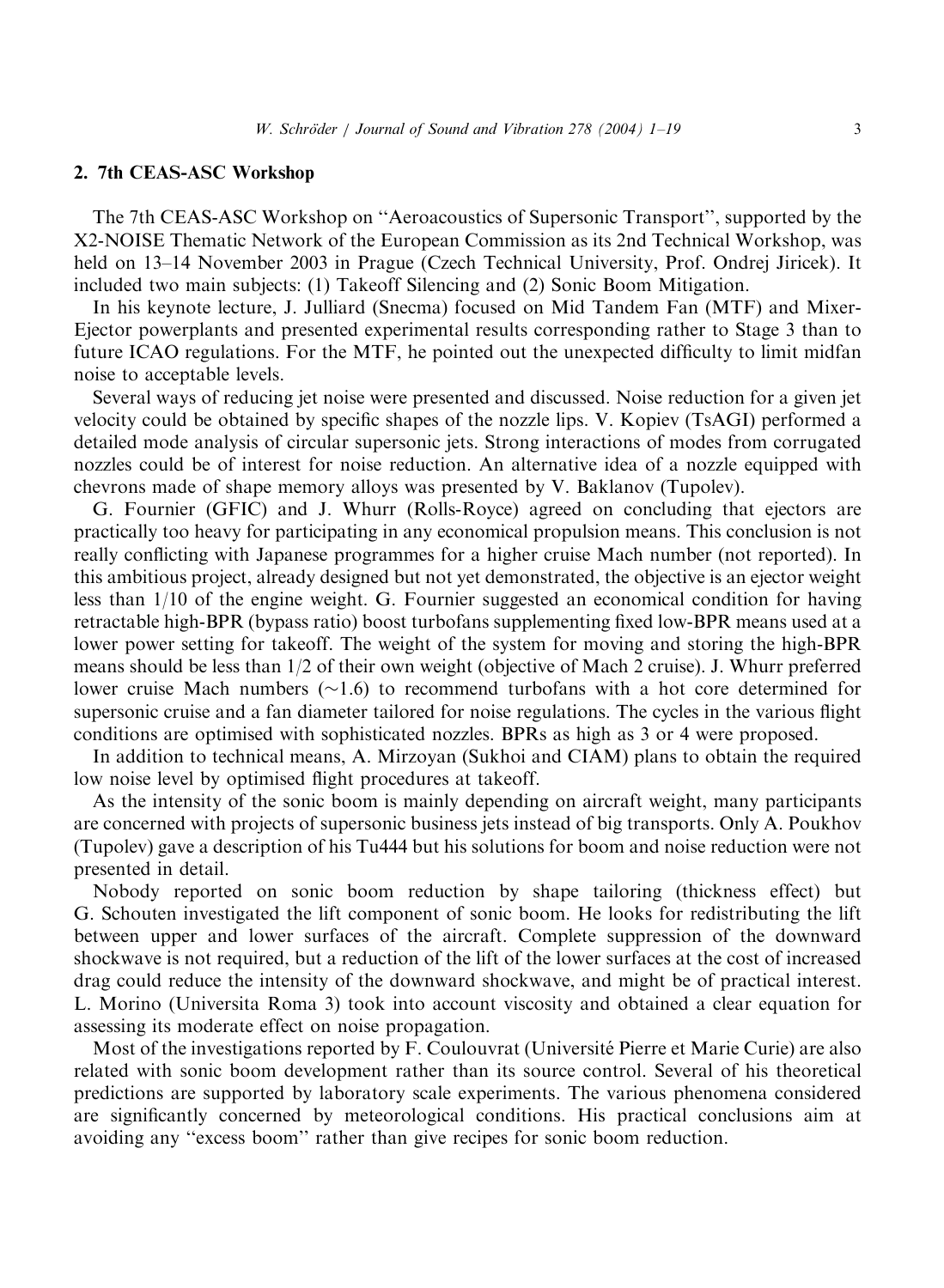## 2. 7th CEAS-ASC Workshop

The 7th CEAS-ASC Workshop on "Aeroacoustics of Supersonic Transport", supported by the X2-NOISE Thematic Network of the European Commission as its 2nd Technical Workshop, was held on 13–14 November 2003 in Prague (Czech Technical University, Prof. Ondrej Jiricek). It included two main subjects: (1) Takeoff Silencing and (2) Sonic Boom Mitigation.

In his keynote lecture, J. Julliard (Snecma) focused on Mid Tandem Fan (MTF) and Mixer-Ejector powerplants and presented experimental results corresponding rather to Stage 3 than to future ICAO regulations. For the MTF, he pointed out the unexpected difficulty to limit midfan noise to acceptable levels.

Several ways of reducing jet noise were presented and discussed. Noise reduction for a given jet velocity could be obtained by specific shapes of the nozzle lips. V. Kopiev (TsAGI) performed a detailed mode analysis of circular supersonic jets. Strong interactions of modes from corrugated nozzles could be of interest for noise reduction. An alternative idea of a nozzle equipped with chevrons made of shape memory alloys was presented by V. Baklanov (Tupolev).

G. Fournier (GFIC) and J. Whurr (Rolls-Royce) agreed on concluding that ejectors are practically too heavy for participating in any economical propulsion means. This conclusion is not really conflicting with Japanese programmes for a higher cruise Mach number (not reported). In this ambitious project, already designed but not yet demonstrated, the objective is an ejector weight less than 1/10 of the engine weight. G. Fournier suggested an economical condition for having retractable high-BPR (bypass ratio) boost turbofans supplementing fixed low-BPR means used at a lower power setting for takeoff. The weight of the system for moving and storing the high-BPR means should be less than 1/2 of their own weight (objective of Mach 2 cruise). J. Whurr preferred lower cruise Mach numbers ($\sim$1.6) to recommend turbofans with a hot core determined for supersonic cruise and a fan diameter tailored for noise regulations. The cycles in the various flight conditions are optimised with sophisticated nozzles. BPRs as high as 3 or 4 were proposed.

In addition to technical means, A. Mirzoyan (Sukhoi and CIAM) plans to obtain the required low noise level by optimised flight procedures at takeoff.

As the intensity of the sonic boom is mainly depending on aircraft weight, many participants are concerned with projects of supersonic business jets instead of big transports. Only A. Poukhov (Tupolev) gave a description of his Tu444 but his solutions for boom and noise reduction were not presented in detail.

Nobody reported on sonic boom reduction by shape tailoring (thickness effect) but G. Schouten investigated the lift component of sonic boom. He looks for redistributing the lift between upper and lower surfaces of the aircraft. Complete suppression of the downward shockwave is not required, but a reduction of the lift of the lower surfaces at the cost of increased drag could reduce the intensity of the downward shockwave, and might be of practical interest. L. Morino (Universita Roma 3) took into account viscosity and obtained a clear equation for assessing its moderate effect on noise propagation.

Most of the investigations reported by F. Coulouvrat (Université Pierre et Marie Curie) are also related with sonic boom development rather than its source control. Several of his theoretical predictions are supported by laboratory scale experiments. The various phenomena considered are significantly concerned by meteorological conditions. His practical conclusions aim at avoiding any "excess boom" rather than give recipes for sonic boom reduction.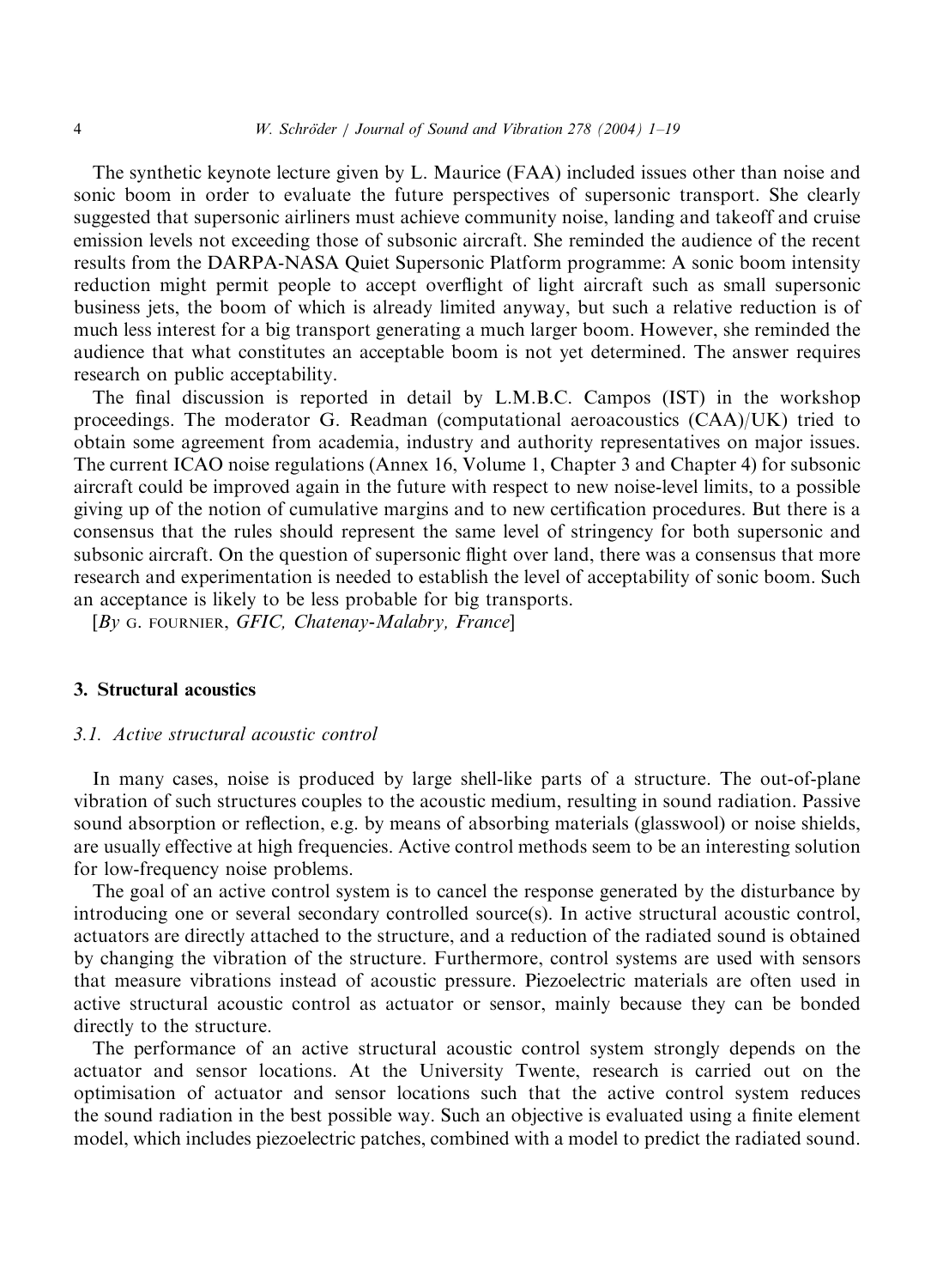The synthetic keynote lecture given by L. Maurice (FAA) included issues other than noise and sonic boom in order to evaluate the future perspectives of supersonic transport. She clearly suggested that supersonic airliners must achieve community noise, landing and takeoff and cruise emission levels not exceeding those of subsonic aircraft. She reminded the audience of the recent results from the DARPA-NASA Quiet Supersonic Platform programme: A sonic boom intensity reduction might permit people to accept overflight of light aircraft such as small supersonic business jets, the boom of which is already limited anyway, but such a relative reduction is of much less interest for a big transport generating a much larger boom. However, she reminded the audience that what constitutes an acceptable boom is not yet determined. The answer requires research on public acceptability.

The final discussion is reported in detail by L.M.B.C. Campos (IST) in the workshop proceedings. The moderator G. Readman (computational aeroacoustics (CAA)/UK) tried to obtain some agreement from academia, industry and authority representatives on major issues. The current ICAO noise regulations (Annex 16, Volume 1, Chapter 3 and Chapter 4) for subsonic aircraft could be improved again in the future with respect to new noise-level limits, to a possible giving up of the notion of cumulative margins and to new certification procedures. But there is a consensus that the rules should represent the same level of stringency for both supersonic and subsonic aircraft. On the question of supersonic flight over land, there was a consensus that more research and experimentation is needed to establish the level of acceptability of sonic boom. Such an acceptance is likely to be less probable for big transports.

[*By* G. FOURNIER, *GFIC, Chatenay-Malabry, France*]

## 3. Structural acoustics

### *3.1. Active structural acoustic control*

In many cases, noise is produced by large shell-like parts of a structure. The out-of-plane vibration of such structures couples to the acoustic medium, resulting in sound radiation. Passive sound absorption or reflection, e.g. by means of absorbing materials (glasswool) or noise shields, are usually effective at high frequencies. Active control methods seem to be an interesting solution for low-frequency noise problems.

The goal of an active control system is to cancel the response generated by the disturbance by introducing one or several secondary controlled source(s). In active structural acoustic control, actuators are directly attached to the structure, and a reduction of the radiated sound is obtained by changing the vibration of the structure. Furthermore, control systems are used with sensors that measure vibrations instead of acoustic pressure. Piezoelectric materials are often used in active structural acoustic control as actuator or sensor, mainly because they can be bonded directly to the structure.

The performance of an active structural acoustic control system strongly depends on the actuator and sensor locations. At the University Twente, research is carried out on the optimisation of actuator and sensor locations such that the active control system reduces the sound radiation in the best possible way. Such an objective is evaluated using a finite element model, which includes piezoelectric patches, combined with a model to predict the radiated sound.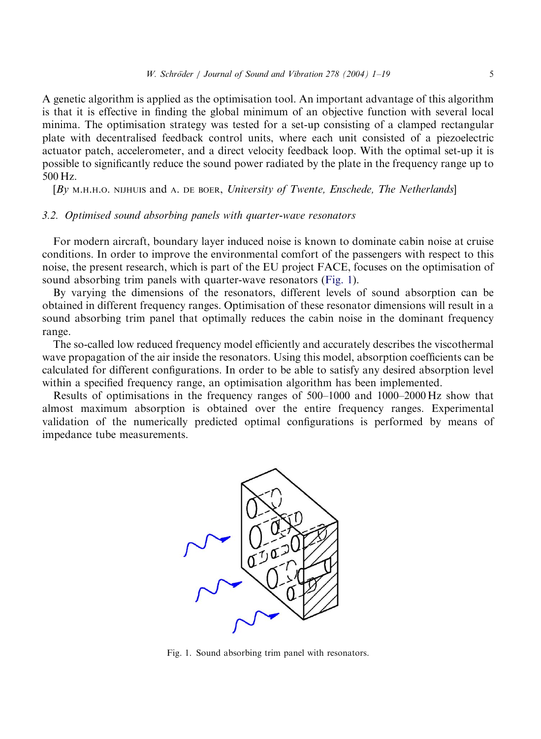A genetic algorithm is applied as the optimisation tool. An important advantage of this algorithm is that it is effective in finding the global minimum of an objective function with several local minima. The optimisation strategy was tested for a set-up consisting of a clamped rectangular plate with decentralised feedback control units, where each unit consisted of a piezoelectric actuator patch, accelerometer, and a direct velocity feedback loop. With the optimal set-up it is possible to significantly reduce the sound power radiated by the plate in the frequency range up to 500 Hz.

[*By* M.H.H.O. NIJHUIS and A. DE BOER, *University of Twente, Enschede, The Netherlands*]

### *3.2. Optimised sound absorbing panels with quarter-wave resonators*

For modern aircraft, boundary layer induced noise is known to dominate cabin noise at cruise conditions. In order to improve the environmental comfort of the passengers with respect to this noise, the present research, which is part of the EU project FACE, focuses on the optimisation of sound absorbing trim panels with quarter-wave resonators (Fig. 1).

By varying the dimensions of the resonators, different levels of sound absorption can be obtained in different frequency ranges. Optimisation of these resonator dimensions will result in a sound absorbing trim panel that optimally reduces the cabin noise in the dominant frequency range.

The so-called low reduced frequency model efficiently and accurately describes the viscothermal wave propagation of the air inside the resonators. Using this model, absorption coefficients can be calculated for different configurations. In order to be able to satisfy any desired absorption level within a specified frequency range, an optimisation algorithm has been implemented.

Results of optimisations in the frequency ranges of 500–1000 and 1000–2000 Hz show that almost maximum absorption is obtained over the entire frequency ranges. Experimental validation of the numerically predicted optimal configurations is performed by means of impedance tube measurements.

Fig. 1. Sound absorbing trim panel with resonators.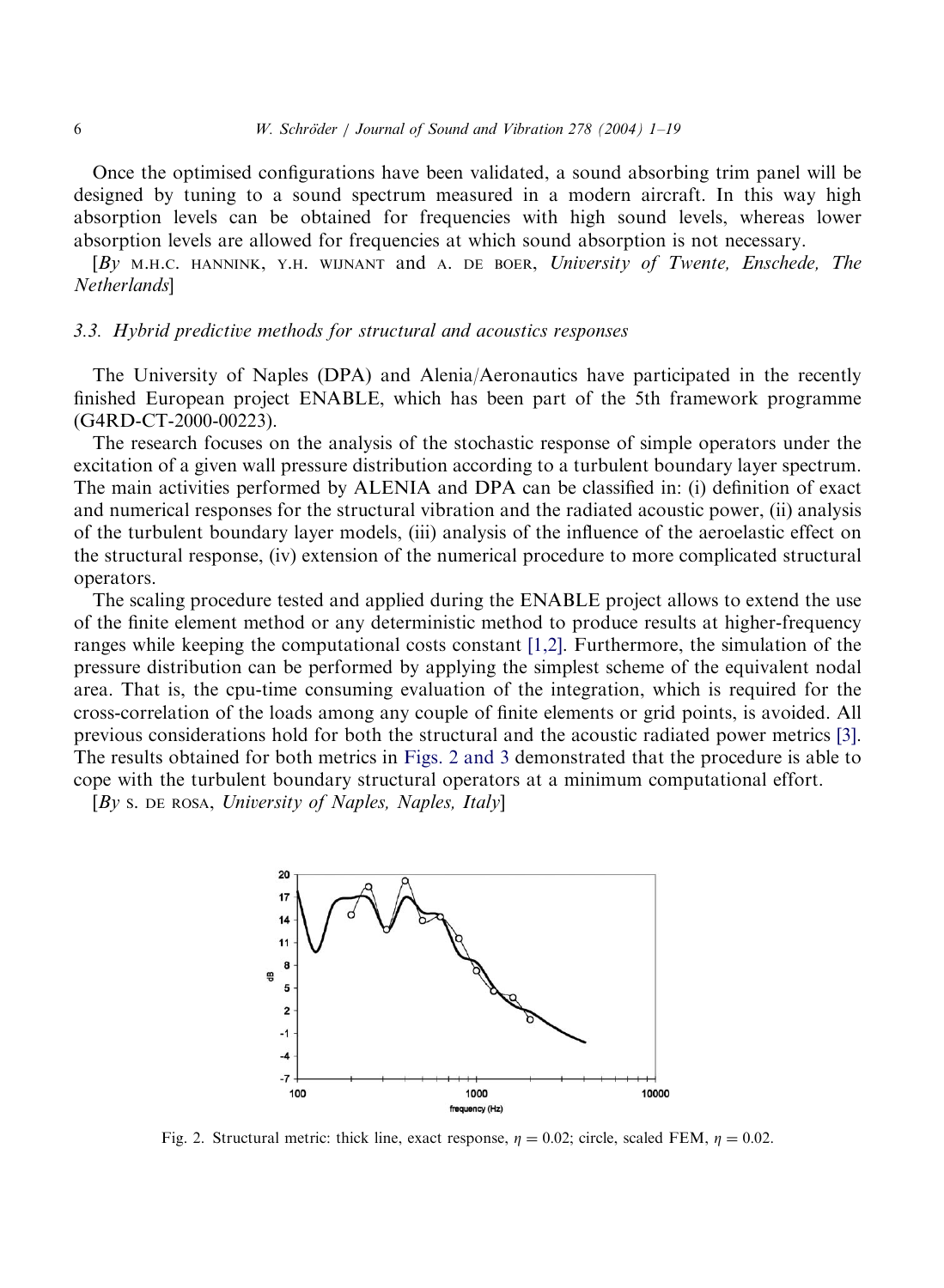Once the optimised configurations have been validated, a sound absorbing trim panel will be designed by tuning to a sound spectrum measured in a modern aircraft. In this way high absorption levels can be obtained for frequencies with high sound levels, whereas lower absorption levels are allowed for frequencies at which sound absorption is not necessary.

[*By* M.H.C. HANNINK, Y.H. WIJNANT and A. DE BOER, *University of Twente, Enschede, The Netherlands*]

### *3.3. Hybrid predictive methods for structural and acoustics responses*

The University of Naples (DPA) and Alenia/Aeronautics have participated in the recently finished European project ENABLE, which has been part of the 5th framework programme (G4RD-CT-2000-00223).

The research focuses on the analysis of the stochastic response of simple operators under the excitation of a given wall pressure distribution according to a turbulent boundary layer spectrum. The main activities performed by ALENIA and DPA can be classified in: (i) definition of exact and numerical responses for the structural vibration and the radiated acoustic power, (ii) analysis of the turbulent boundary layer models, (iii) analysis of the influence of the aeroelastic effect on the structural response, (iv) extension of the numerical procedure to more complicated structural operators.

The scaling procedure tested and applied during the ENABLE project allows to extend the use of the finite element method or any deterministic method to produce results at higher-frequency ranges while keeping the computational costs constant [1,2]. Furthermore, the simulation of the pressure distribution can be performed by applying the simplest scheme of the equivalent nodal area. That is, the cpu-time consuming evaluation of the integration, which is required for the cross-correlation of the loads among any couple of finite elements or grid points, is avoided. All previous considerations hold for both the structural and the acoustic radiated power metrics [3]. The results obtained for both metrics in Figs. 2 and 3 demonstrated that the procedure is able to cope with the turbulent boundary structural operators at a minimum computational effort.

[*By* S. DE ROSA, *University of Naples, Naples, Italy*]

Fig. 2. Structural metric: thick line, exact response, $\eta = 0.02$; circle, scaled FEM, $\eta = 0.02$.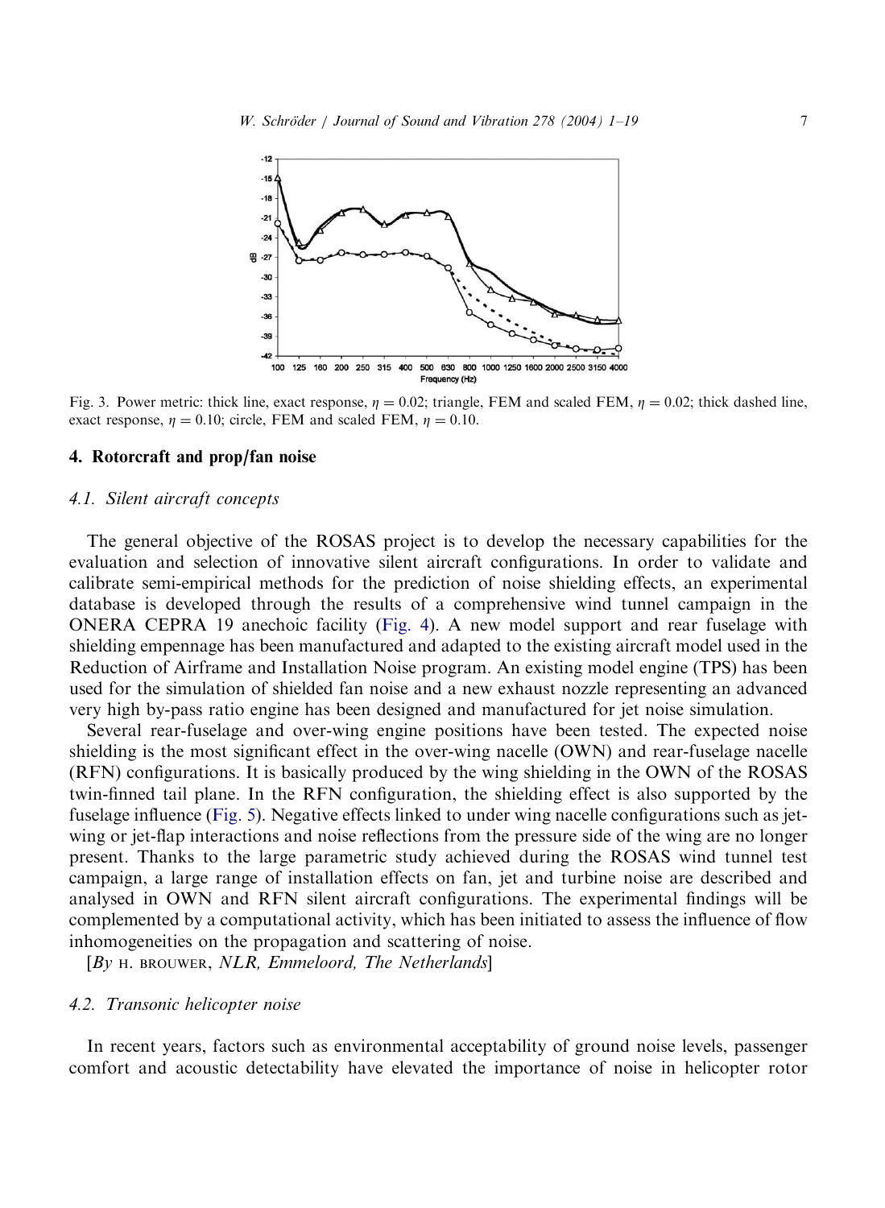Fig. 3. Power metric: thick line, exact response, $\eta = 0.02$; triangle, FEM and scaled FEM, $\eta = 0.02$; thick dashed line, exact response, $\eta = 0.10$; circle, FEM and scaled FEM, $\eta = 0.10$.

## 4. Rotorcraft and prop/fan noise

### 4.1. Silent aircraft concepts

The general objective of the ROSAS project is to develop the necessary capabilities for the evaluation and selection of innovative silent aircraft configurations. In order to validate and calibrate semi-empirical methods for the prediction of noise shielding effects, an experimental database is developed through the results of a comprehensive wind tunnel campaign in the ONERA CEPRA 19 anechoic facility (Fig. 4). A new model support and rear fuselage with shielding empennage has been manufactured and adapted to the existing aircraft model used in the Reduction of Airframe and Installation Noise program. An existing model engine (TPS) has been used for the simulation of shielded fan noise and a new exhaust nozzle representing an advanced very high by-pass ratio engine has been designed and manufactured for jet noise simulation.

Several rear-fuselage and over-wing engine positions have been tested. The expected noise shielding is the most significant effect in the over-wing nacelle (OWN) and rear-fuselage nacelle (RFN) configurations. It is basically produced by the wing shielding in the OWN of the ROSAS twin-finned tail plane. In the RFN configuration, the shielding effect is also supported by the fuselage influence (Fig. 5). Negative effects linked to under wing nacelle configurations such as jet-wing or jet-flap interactions and noise reflections from the pressure side of the wing are no longer present. Thanks to the large parametric study achieved during the ROSAS wind tunnel test campaign, a large range of installation effects on fan, jet and turbine noise are described and analysed in OWN and RFN silent aircraft configurations. The experimental findings will be complemented by a computational activity, which has been initiated to assess the influence of flow inhomogeneities on the propagation and scattering of noise.

[*By* H. BROUWER, *NLR, Emmeloord, The Netherlands*]

### 4.2. Transonic helicopter noise

In recent years, factors such as environmental acceptability of ground noise levels, passenger comfort and acoustic detectability have elevated the importance of noise in helicopter rotor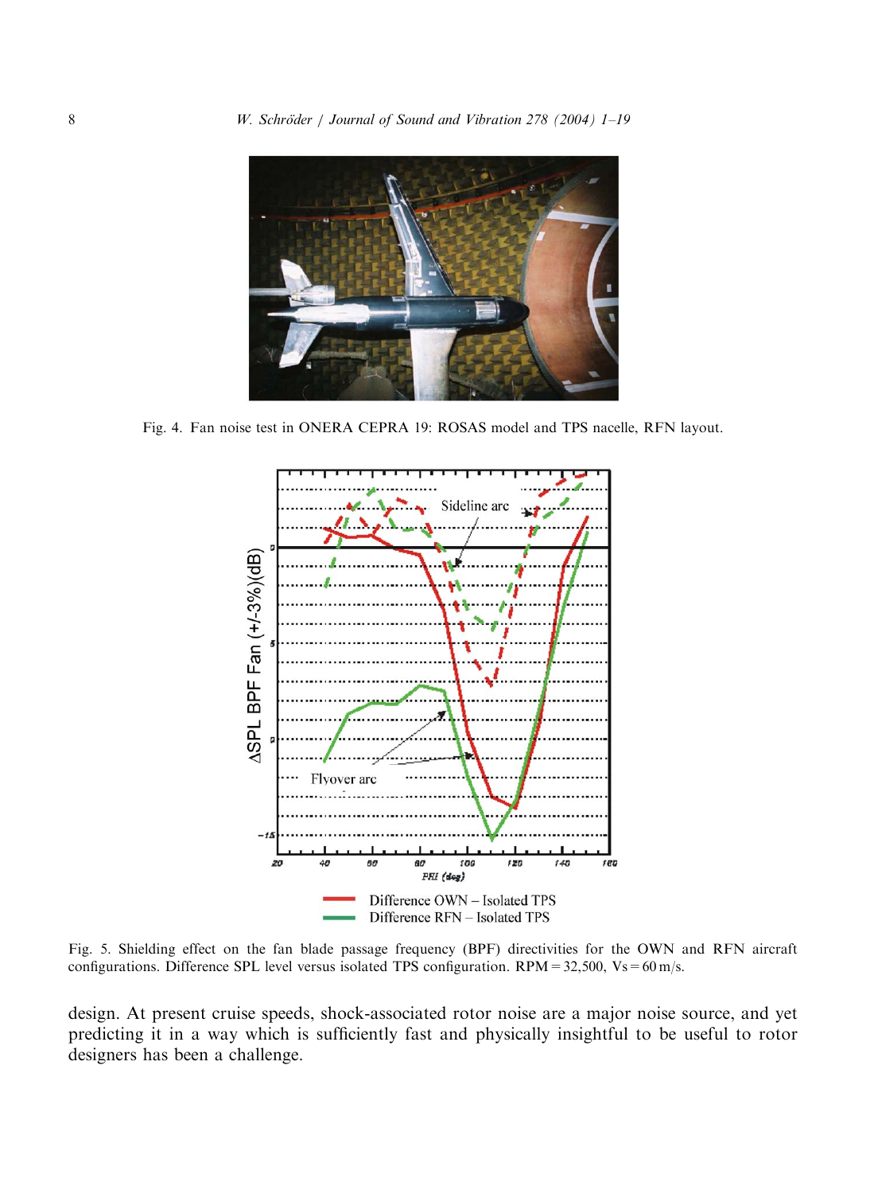Fig. 4. Fan noise test in ONERA CEPRA 19: ROSAS model and TPS nacelle, RFN layout.

Fig. 5. Shielding effect on the fan blade passage frequency (BPF) directivities for the OWN and RFN aircraft configurations. Difference SPL level versus isolated TPS configuration. RPM = 32,500, Vs = 60 m/s.

design. At present cruise speeds, shock-associated rotor noise are a major noise source, and yet predicting it in a way which is sufficiently fast and physically insightful to be useful to rotor designers has been a challenge.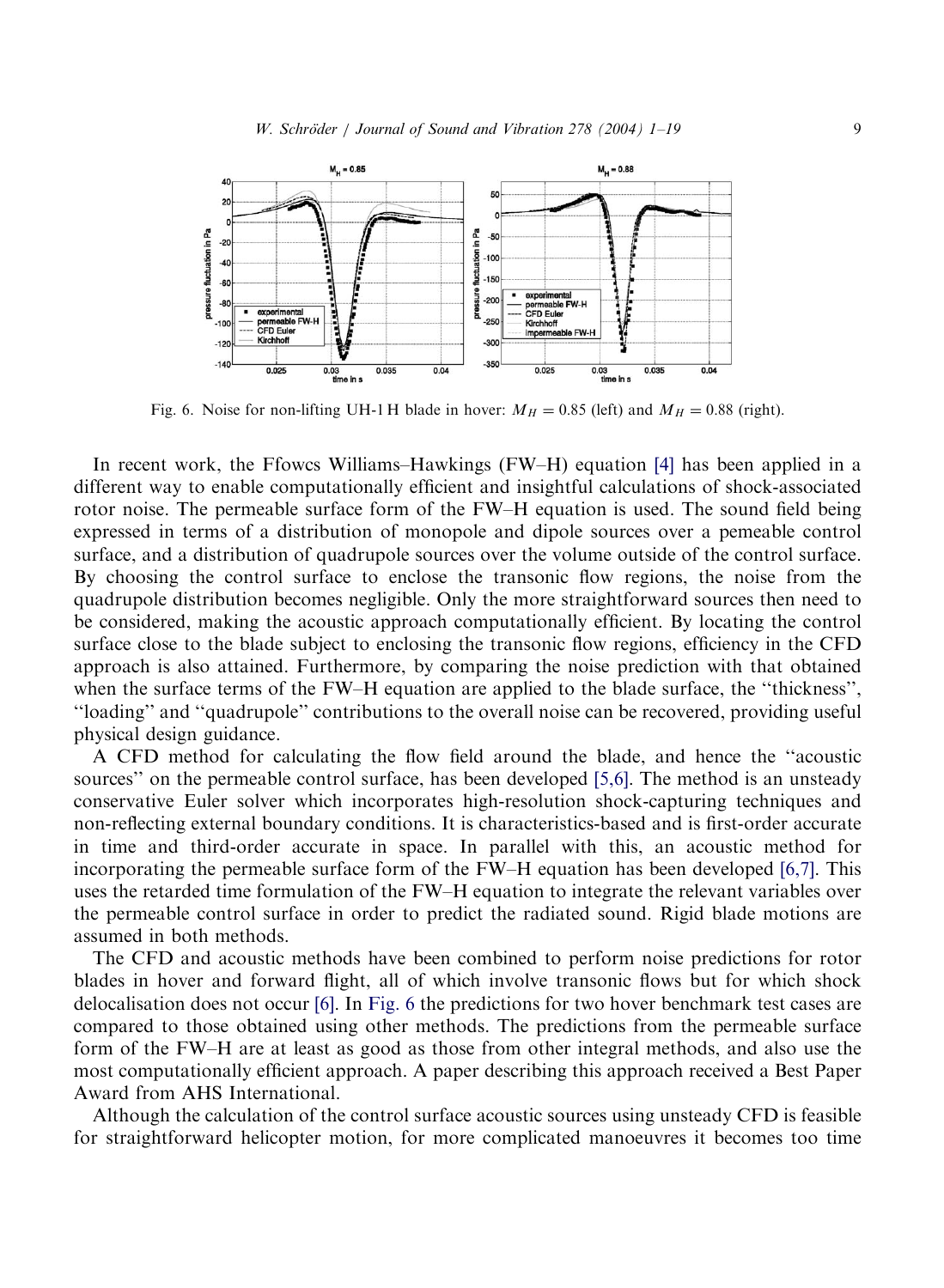M$_H$ = 0.85

40
20
0
-20
-40
-60
-80
-100
-120
-140

pressure fluctuation in Pa

0.025
0.03
0.035
0.04
time in s

experimental
permeable FW-H
CFD Euler
Kirchhoff

M$_H$ = 0.88

50
0
-50
-100
-150
-200
-250
-300
-350

pressure fluctuation in Pa

0.025
0.03
0.035
0.04
time in s

experimental
permeable FW-H
CFD Euler
Kirchhoff
impermeable FW-H

Fig. 6. Noise for non-lifting UH-1 H blade in hover: $M_H = 0.85$ (left) and $M_H = 0.88$ (right).

In recent work, the Ffowcs Williams–Hawkings (FW–H) equation [4] has been applied in a different way to enable computationally efficient and insightful calculations of shock-associated rotor noise. The permeable surface form of the FW–H equation is used. The sound field being expressed in terms of a distribution of monopole and dipole sources over a pemeable control surface, and a distribution of quadrupole sources over the volume outside of the control surface. By choosing the control surface to enclose the transonic flow regions, the noise from the quadrupole distribution becomes negligible. Only the more straightforward sources then need to be considered, making the acoustic approach computationally efficient. By locating the control surface close to the blade subject to enclosing the transonic flow regions, efficiency in the CFD approach is also attained. Furthermore, by comparing the noise prediction with that obtained when the surface terms of the FW–H equation are applied to the blade surface, the "thickness", "loading" and "quadrupole" contributions to the overall noise can be recovered, providing useful physical design guidance.

A CFD method for calculating the flow field around the blade, and hence the "acoustic sources" on the permeable control surface, has been developed [5,6]. The method is an unsteady conservative Euler solver which incorporates high-resolution shock-capturing techniques and non-reflecting external boundary conditions. It is characteristics-based and is first-order accurate in time and third-order accurate in space. In parallel with this, an acoustic method for incorporating the permeable surface form of the FW–H equation has been developed [6,7]. This uses the retarded time formulation of the FW–H equation to integrate the relevant variables over the permeable control surface in order to predict the radiated sound. Rigid blade motions are assumed in both methods.

The CFD and acoustic methods have been combined to perform noise predictions for rotor blades in hover and forward flight, all of which involve transonic flows but for which shock delocalisation does not occur [6]. In Fig. 6 the predictions for two hover benchmark test cases are compared to those obtained using other methods. The predictions from the permeable surface form of the FW–H are at least as good as those from other integral methods, and also use the most computationally efficient approach. A paper describing this approach received a Best Paper Award from AHS International.

Although the calculation of the control surface acoustic sources using unsteady CFD is feasible for straightforward helicopter motion, for more complicated manoeuvres it becomes too time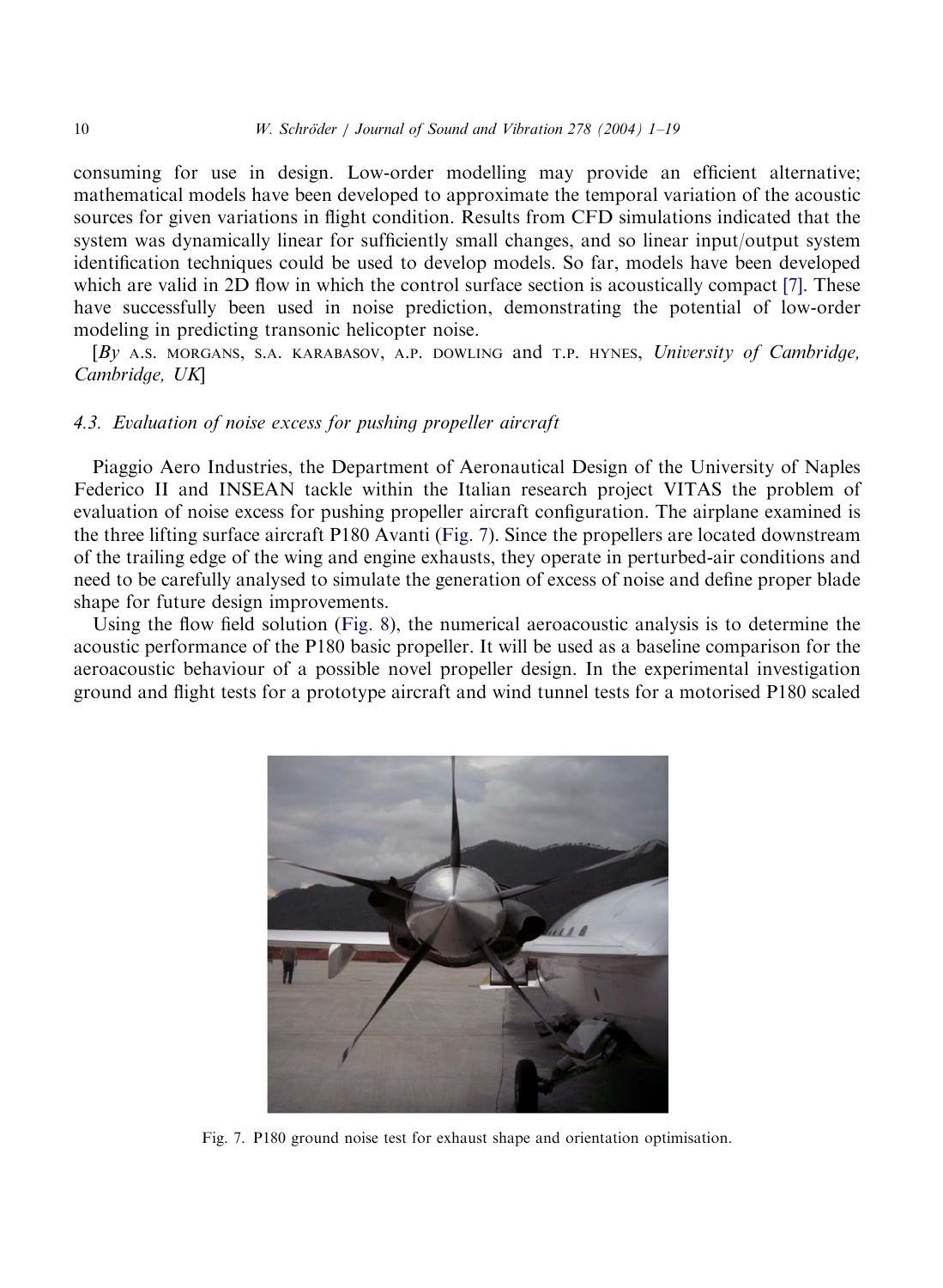consuming for use in design. Low-order modelling may provide an efficient alternative; mathematical models have been developed to approximate the temporal variation of the acoustic sources for given variations in flight condition. Results from CFD simulations indicated that the system was dynamically linear for sufficiently small changes, and so linear input/output system identification techniques could be used to develop models. So far, models have been developed which are valid in 2D flow in which the control surface section is acoustically compact [7]. These have successfully been used in noise prediction, demonstrating the potential of low-order modeling in predicting transonic helicopter noise.

[*By* A.S. MORGANS, S.A. KARABASOV, A.P. DOWLING and T.P. HYNES, *University of Cambridge, Cambridge, UK*]

### 4.3. Evaluation of noise excess for pushing propeller aircraft

Piaggio Aero Industries, the Department of Aeronautical Design of the University of Naples Federico II and INSEAN tackle within the Italian research project VITAS the problem of evaluation of noise excess for pushing propeller aircraft configuration. The airplane examined is the three lifting surface aircraft P180 Avanti (Fig. 7). Since the propellers are located downstream of the trailing edge of the wing and engine exhausts, they operate in perturbed-air conditions and need to be carefully analysed to simulate the generation of excess of noise and define proper blade shape for future design improvements.

Using the flow field solution (Fig. 8), the numerical aeroacoustic analysis is to determine the acoustic performance of the P180 basic propeller. It will be used as a baseline comparison for the aeroacoustic behaviour of a possible novel propeller design. In the experimental investigation ground and flight tests for a prototype aircraft and wind tunnel tests for a motorised P180 scaled

Fig. 7. P180 ground noise test for exhaust shape and orientation optimisation.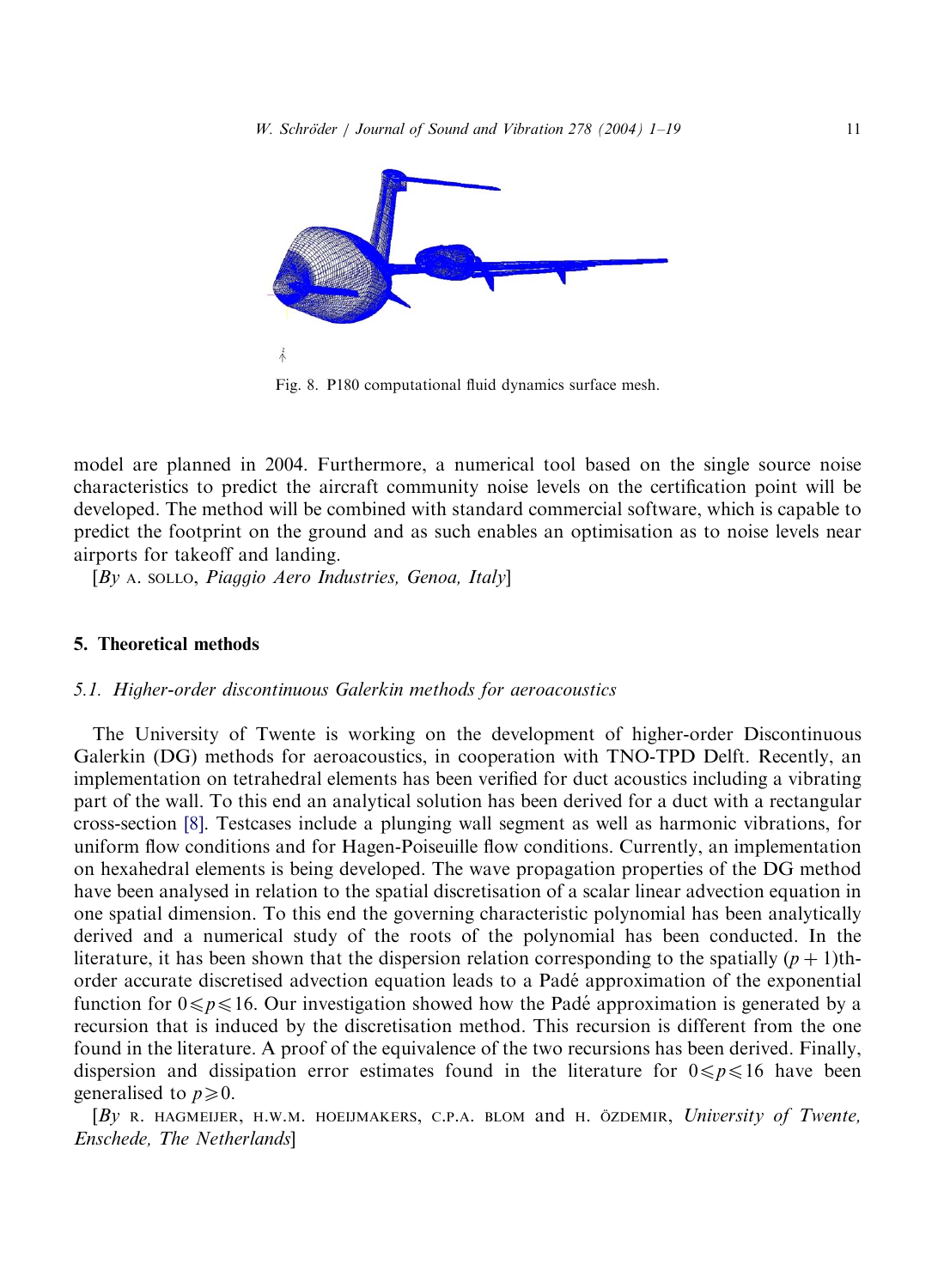Fig. 8. P180 computational fluid dynamics surface mesh.

model are planned in 2004. Furthermore, a numerical tool based on the single source noise characteristics to predict the aircraft community noise levels on the certification point will be developed. The method will be combined with standard commercial software, which is capable to predict the footprint on the ground and as such enables an optimisation as to noise levels near airports for takeoff and landing.

[*By* A. SOLLO, *Piaggio Aero Industries, Genoa, Italy*]

## 5. Theoretical methods

### *5.1. Higher-order discontinuous Galerkin methods for aeroacoustics*

The University of Twente is working on the development of higher-order Discontinuous Galerkin (DG) methods for aeroacoustics, in cooperation with TNO-TPD Delft. Recently, an implementation on tetrahedral elements has been verified for duct acoustics including a vibrating part of the wall. To this end an analytical solution has been derived for a duct with a rectangular cross-section [8]. Testcases include a plunging wall segment as well as harmonic vibrations, for uniform flow conditions and for Hagen-Poiseuille flow conditions. Currently, an implementation on hexahedral elements is being developed. The wave propagation properties of the DG method have been analysed in relation to the spatial discretisation of a scalar linear advection equation in one spatial dimension. To this end the governing characteristic polynomial has been analytically derived and a numerical study of the roots of the polynomial has been conducted. In the literature, it has been shown that the dispersion relation corresponding to the spatially $(p+1)$th-order accurate discretised advection equation leads to a Padé approximation of the exponential function for $0 \leqslant p \leqslant 16$. Our investigation showed how the Padé approximation is generated by a recursion that is induced by the discretisation method. This recursion is different from the one found in the literature. A proof of the equivalence of the two recursions has been derived. Finally, dispersion and dissipation error estimates found in the literature for $0 \leqslant p \leqslant 16$ have been generalised to $p \geqslant 0$.

[*By* R. HAGMEIJER, H.W.M. HOEIJMAKERS, C.P.A. BLOM and H. ÖZDEMIR, *University of Twente, Enschede, The Netherlands*]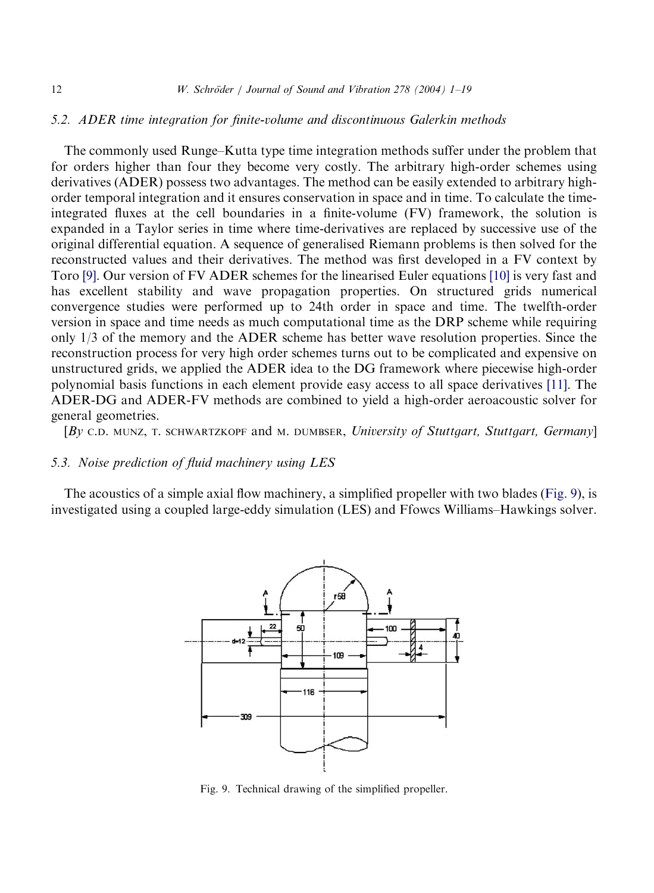### 5.2. ADER time integration for finite-volume and discontinuous Galerkin methods

The commonly used Runge–Kutta type time integration methods suffer under the problem that for orders higher than four they become very costly. The arbitrary high-order schemes using derivatives (ADER) possess two advantages. The method can be easily extended to arbitrary high-order temporal integration and it ensures conservation in space and in time. To calculate the time-integrated fluxes at the cell boundaries in a finite-volume (FV) framework, the solution is expanded in a Taylor series in time where time-derivatives are replaced by successive use of the original differential equation. A sequence of generalised Riemann problems is then solved for the reconstructed values and their derivatives. The method was first developed in a FV context by Toro [9]. Our version of FV ADER schemes for the linearised Euler equations [10] is very fast and has excellent stability and wave propagation properties. On structured grids numerical convergence studies were performed up to 24th order in space and time. The twelfth-order version in space and time needs as much computational time as the DRP scheme while requiring only 1/3 of the memory and the ADER scheme has better wave resolution properties. Since the reconstruction process for very high order schemes turns out to be complicated and expensive on unstructured grids, we applied the ADER idea to the DG framework where piecewise high-order polynomial basis functions in each element provide easy access to all space derivatives [11]. The ADER-DG and ADER-FV methods are combined to yield a high-order aeroacoustic solver for general geometries.

[*By* C.D. MUNZ, T. SCHWARTZKOPF and M. DUMBSER, *University of Stuttgart, Stuttgart, Germany*]

### 5.3. Noise prediction of fluid machinery using LES

The acoustics of a simple axial flow machinery, a simplified propeller with two blades (Fig. 9), is investigated using a coupled large-eddy simulation (LES) and Ffowcs Williams–Hawkings solver.

Fig. 9. Technical drawing of the simplified propeller.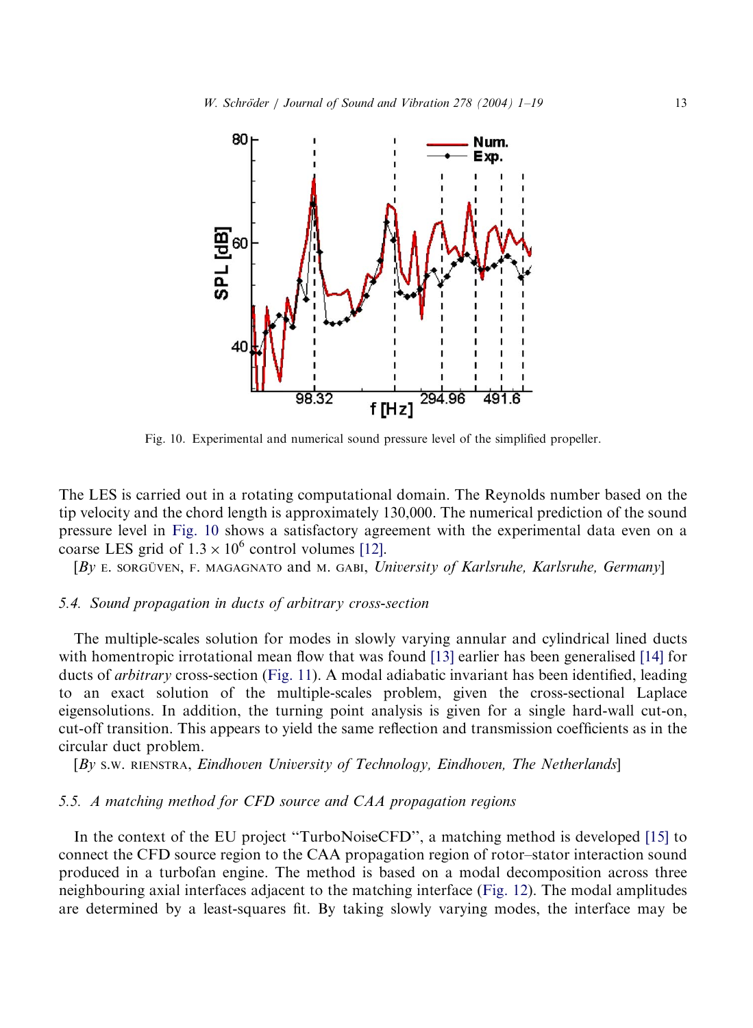Fig. 10. Experimental and numerical sound pressure level of the simplified propeller.

The LES is carried out in a rotating computational domain. The Reynolds number based on the tip velocity and the chord length is approximately 130,000. The numerical prediction of the sound pressure level in Fig. 10 shows a satisfactory agreement with the experimental data even on a coarse LES grid of $1.3 \times 10^6$ control volumes [12].

[*By* E. SORGÜVEN, F. MAGAGNATO and M. GABI, *University of Karlsruhe, Karlsruhe, Germany*]

### 5.4. *Sound propagation in ducts of arbitrary cross-section*

The multiple-scales solution for modes in slowly varying annular and cylindrical lined ducts with homentropic irrotational mean flow that was found [13] earlier has been generalised [14] for ducts of *arbitrary* cross-section (Fig. 11). A modal adiabatic invariant has been identified, leading to an exact solution of the multiple-scales problem, given the cross-sectional Laplace eigensolutions. In addition, the turning point analysis is given for a single hard-wall cut-on, cut-off transition. This appears to yield the same reflection and transmission coefficients as in the circular duct problem.

[*By* S.W. RIENSTRA, *Eindhoven University of Technology, Eindhoven, The Netherlands*]

### 5.5. *A matching method for CFD source and CAA propagation regions*

In the context of the EU project "TurboNoiseCFD", a matching method is developed [15] to connect the CFD source region to the CAA propagation region of rotor–stator interaction sound produced in a turbofan engine. The method is based on a modal decomposition across three neighbouring axial interfaces adjacent to the matching interface (Fig. 12). The modal amplitudes are determined by a least-squares fit. By taking slowly varying modes, the interface may be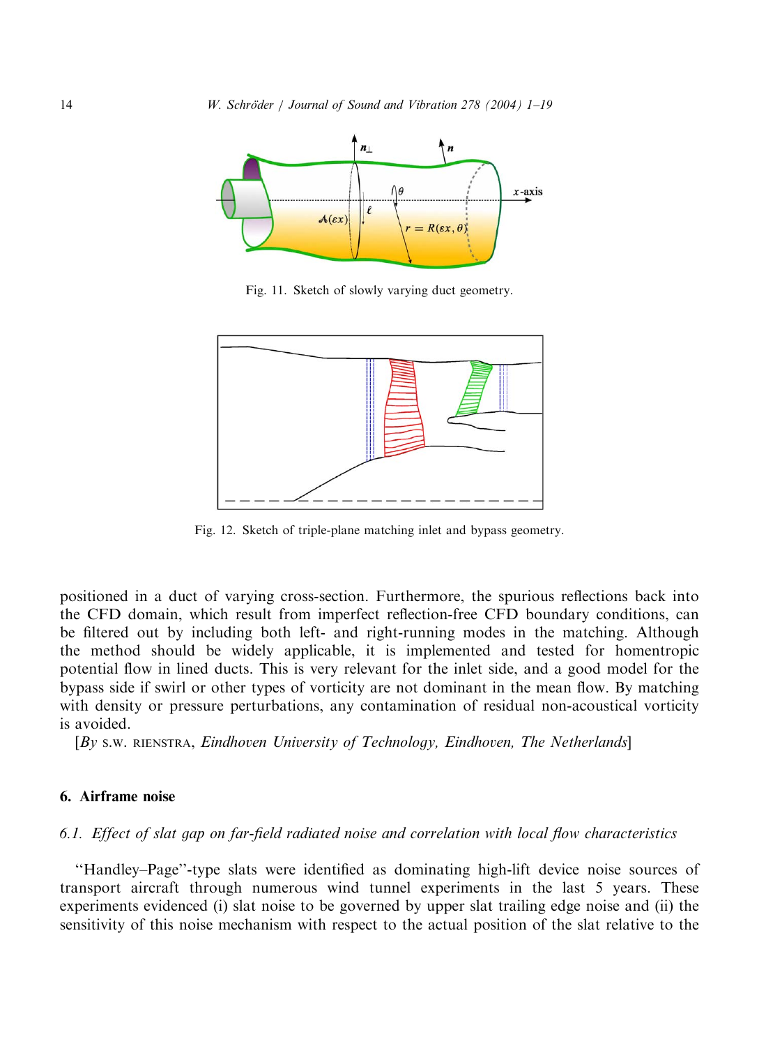Fig. 11. Sketch of slowly varying duct geometry.

Fig. 12. Sketch of triple-plane matching inlet and bypass geometry.

positioned in a duct of varying cross-section. Furthermore, the spurious reflections back into the CFD domain, which result from imperfect reflection-free CFD boundary conditions, can be filtered out by including both left- and right-running modes in the matching. Although the method should be widely applicable, it is implemented and tested for homentropic potential flow in lined ducts. This is very relevant for the inlet side, and a good model for the bypass side if swirl or other types of vorticity are not dominant in the mean flow. By matching with density or pressure perturbations, any contamination of residual non-acoustical vorticity is avoided.

[*By* S.W. RIENSTRA, *Eindhoven University of Technology, Eindhoven, The Netherlands*]

## 6. Airframe noise

### *6.1. Effect of slat gap on far-field radiated noise and correlation with local flow characteristics*

"Handley–Page"-type slats were identified as dominating high-lift device noise sources of transport aircraft through numerous wind tunnel experiments in the last 5 years. These experiments evidenced (i) slat noise to be governed by upper slat trailing edge noise and (ii) the sensitivity of this noise mechanism with respect to the actual position of the slat relative to the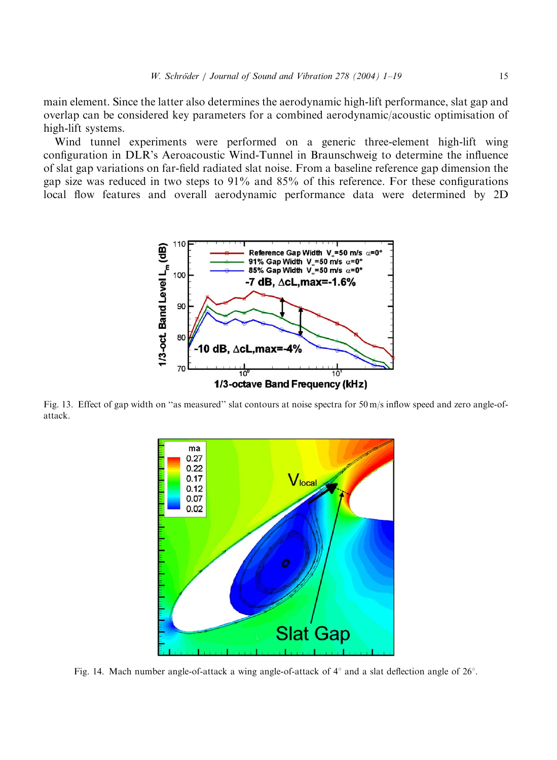main element. Since the latter also determines the aerodynamic high-lift performance, slat gap and overlap can be considered key parameters for a combined aerodynamic/acoustic optimisation of high-lift systems.

Wind tunnel experiments were performed on a generic three-element high-lift wing configuration in DLR's Aeroacoustic Wind-Tunnel in Braunschweig to determine the influence of slat gap variations on far-field radiated slat noise. From a baseline reference gap dimension the gap size was reduced in two steps to 91% and 85% of this reference. For these configurations local flow features and overall aerodynamic performance data were determined by 2D

Fig. 13. Effect of gap width on "as measured" slat contours at noise spectra for 50 m/s inflow speed and zero angle-of-attack.

Fig. 14. Mach number angle-of-attack a wing angle-of-attack of 4° and a slat deflection angle of 26°.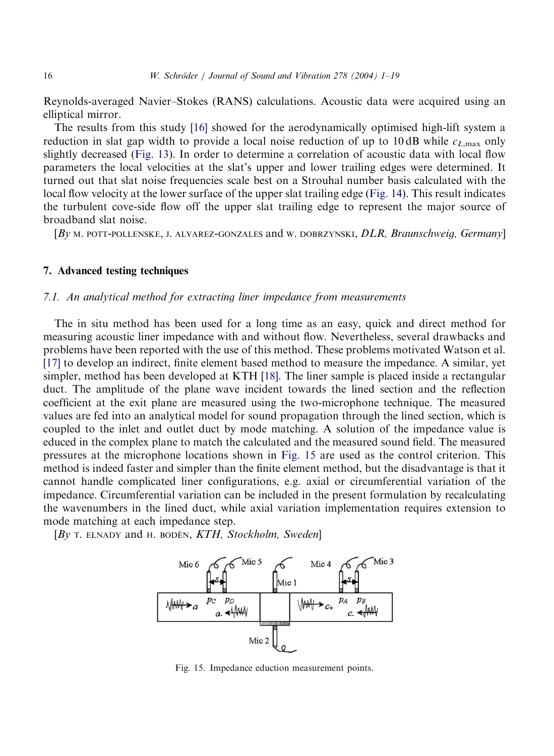Reynolds-averaged Navier–Stokes (RANS) calculations. Acoustic data were acquired using an elliptical mirror.

The results from this study [16] showed for the aerodynamically optimised high-lift system a reduction in slat gap width to provide a local noise reduction of up to 10 dB while $c_{L,\max}$ only slightly decreased (Fig. 13). In order to determine a correlation of acoustic data with local flow parameters the local velocities at the slat's upper and lower trailing edges were determined. It turned out that slat noise frequencies scale best on a Strouhal number basis calculated with the local flow velocity at the lower surface of the upper slat trailing edge (Fig. 14). This result indicates the turbulent cove-side flow off the upper slat trailing edge to represent the major source of broadband slat noise.

[*By* M. POTT-POLLENSKE, J. ALVAREZ-GONZALES and W. DOBRZYNSKI, *DLR, Braunschweig, Germany*]

## 7. Advanced testing techniques

### *7.1. An analytical method for extracting liner impedance from measurements*

The in situ method has been used for a long time as an easy, quick and direct method for measuring acoustic liner impedance with and without flow. Nevertheless, several drawbacks and problems have been reported with the use of this method. These problems motivated Watson et al. [17] to develop an indirect, finite element based method to measure the impedance. A similar, yet simpler, method has been developed at KTH [18]. The liner sample is placed inside a rectangular duct. The amplitude of the plane wave incident towards the lined section and the reflection coefficient at the exit plane are measured using the two-microphone technique. The measured values are fed into an analytical model for sound propagation through the lined section, which is coupled to the inlet and outlet duct by mode matching. A solution of the impedance value is educed in the complex plane to match the calculated and the measured sound field. The measured pressures at the microphone locations shown in Fig. 15 are used as the control criterion. This method is indeed faster and simpler than the finite element method, but the disadvantage is that it cannot handle complicated liner configurations, e.g. axial or circumferential variation of the impedance. Circumferential variation can be included in the present formulation by recalculating the wavenumbers in the lined duct, while axial variation implementation requires extension to mode matching at each impedance step.

[*By* T. ELNADY and H. BODÉN, *KTH, Stockholm, Sweden*]

Fig. 15. Impedance eduction measurement points.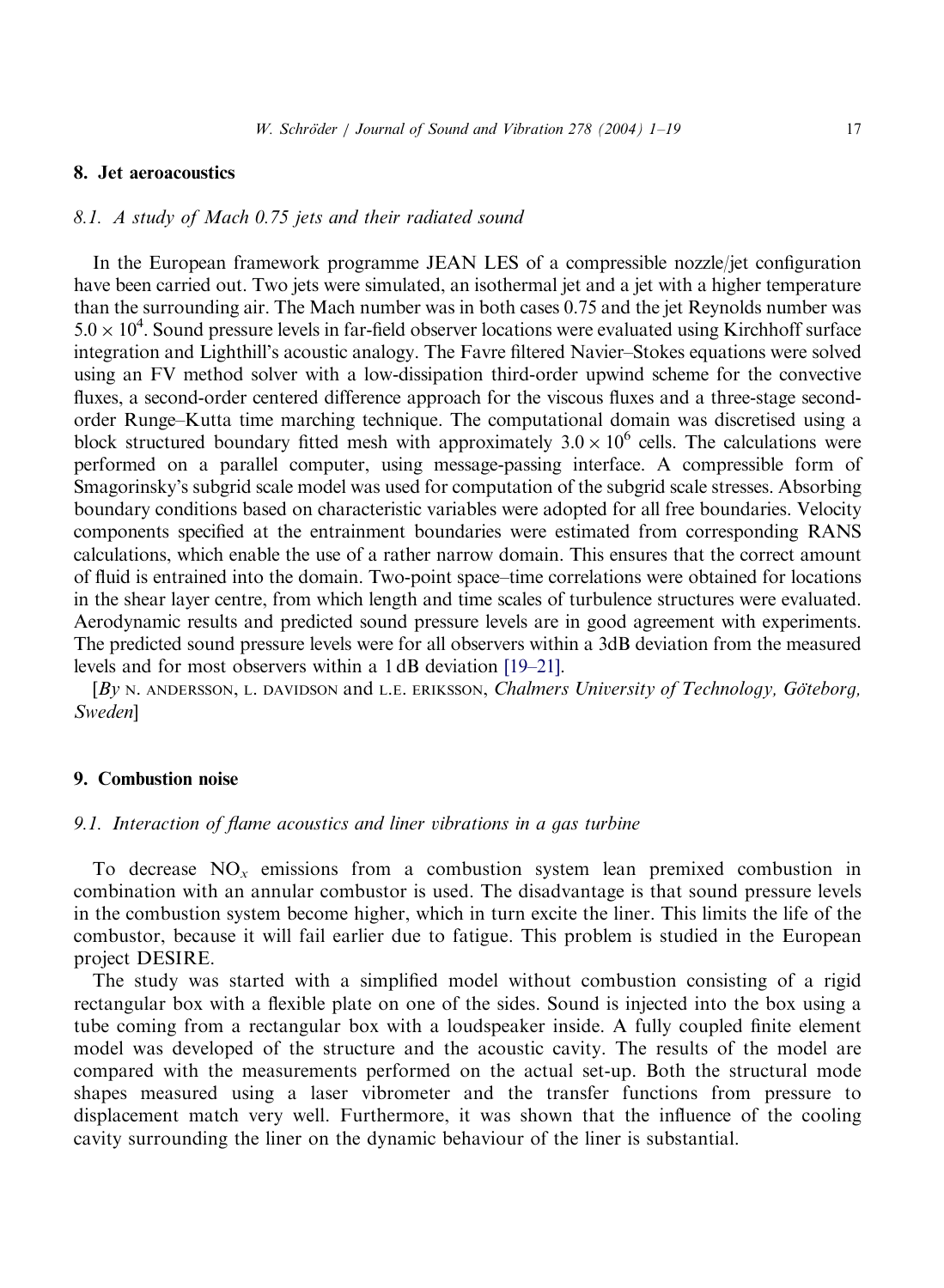## 8. Jet aeroacoustics

### *8.1. A study of Mach 0.75 jets and their radiated sound*

In the European framework programme JEAN LES of a compressible nozzle/jet configuration have been carried out. Two jets were simulated, an isothermal jet and a jet with a higher temperature than the surrounding air. The Mach number was in both cases 0.75 and the jet Reynolds number was $5.0 \times 10^4$. Sound pressure levels in far-field observer locations were evaluated using Kirchhoff surface integration and Lighthill's acoustic analogy. The Favre filtered Navier–Stokes equations were solved using an FV method solver with a low-dissipation third-order upwind scheme for the convective fluxes, a second-order centered difference approach for the viscous fluxes and a three-stage second-order Runge–Kutta time marching technique. The computational domain was discretised using a block structured boundary fitted mesh with approximately $3.0 \times 10^6$ cells. The calculations were performed on a parallel computer, using message-passing interface. A compressible form of Smagorinsky's subgrid scale model was used for computation of the subgrid scale stresses. Absorbing boundary conditions based on characteristic variables were adopted for all free boundaries. Velocity components specified at the entrainment boundaries were estimated from corresponding RANS calculations, which enable the use of a rather narrow domain. This ensures that the correct amount of fluid is entrained into the domain. Two-point space–time correlations were obtained for locations in the shear layer centre, from which length and time scales of turbulence structures were evaluated. Aerodynamic results and predicted sound pressure levels are in good agreement with experiments. The predicted sound pressure levels were for all observers within a 3dB deviation from the measured levels and for most observers within a 1 dB deviation [19–21].

[*By* N. ANDERSSON, L. DAVIDSON and L.E. ERIKSSON, *Chalmers University of Technology, Göteborg, Sweden*]

## 9. Combustion noise

### *9.1. Interaction of flame acoustics and liner vibrations in a gas turbine*

To decrease $NO_x$ emissions from a combustion system lean premixed combustion in combination with an annular combustor is used. The disadvantage is that sound pressure levels in the combustion system become higher, which in turn excite the liner. This limits the life of the combustor, because it will fail earlier due to fatigue. This problem is studied in the European project DESIRE.

The study was started with a simplified model without combustion consisting of a rigid rectangular box with a flexible plate on one of the sides. Sound is injected into the box using a tube coming from a rectangular box with a loudspeaker inside. A fully coupled finite element model was developed of the structure and the acoustic cavity. The results of the model are compared with the measurements performed on the actual set-up. Both the structural mode shapes measured using a laser vibrometer and the transfer functions from pressure to displacement match very well. Furthermore, it was shown that the influence of the cooling cavity surrounding the liner on the dynamic behaviour of the liner is substantial.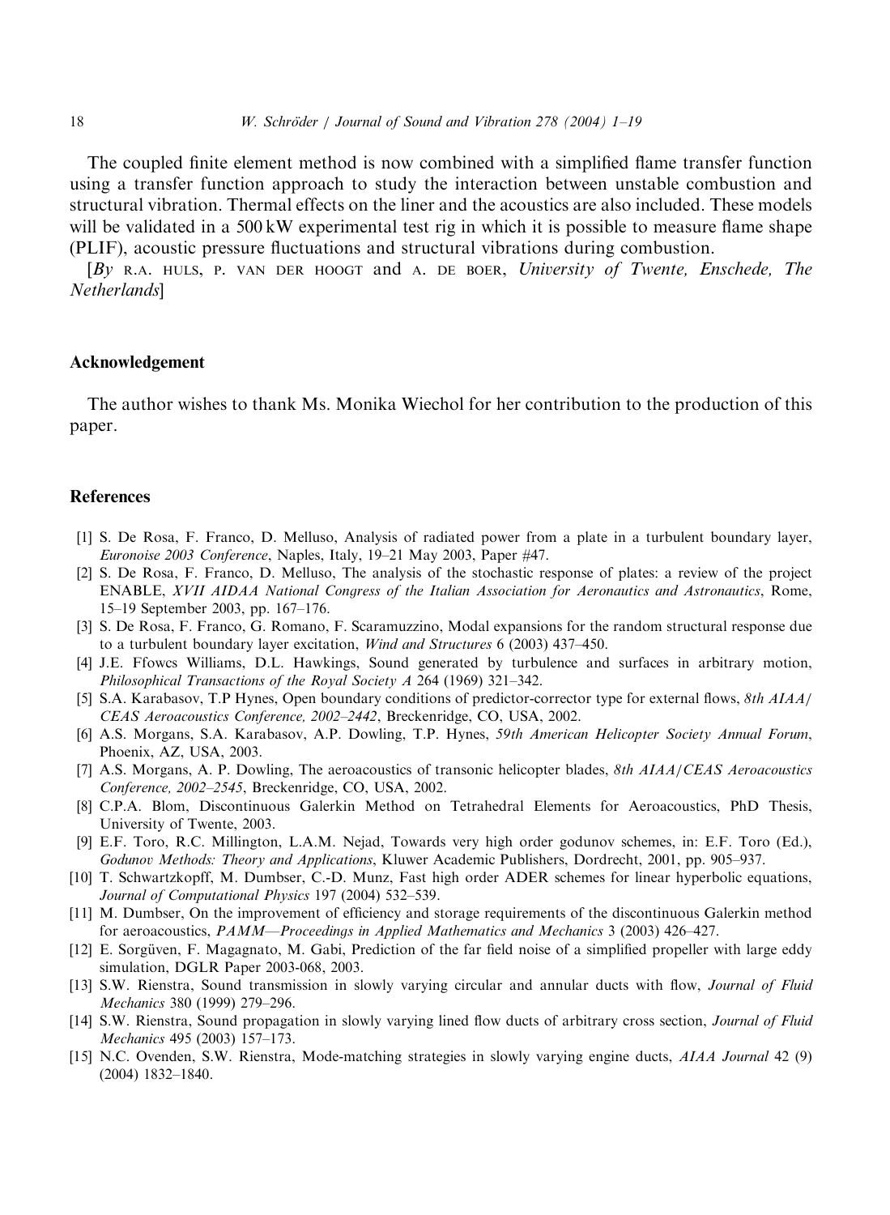The coupled finite element method is now combined with a simplified flame transfer function using a transfer function approach to study the interaction between unstable combustion and structural vibration. Thermal effects on the liner and the acoustics are also included. These models will be validated in a 500 kW experimental test rig in which it is possible to measure flame shape (PLIF), acoustic pressure fluctuations and structural vibrations during combustion.

[*By* R.A. HULS, P. VAN DER HOOGT and A. DE BOER, *University of Twente, Enschede, The Netherlands*]

## Acknowledgement

The author wishes to thank Ms. Monika Wiechol for her contribution to the production of this paper.

## References

[1] S. De Rosa, F. Franco, D. Melluso, Analysis of radiated power from a plate in a turbulent boundary layer, *Euronoise 2003 Conference*, Naples, Italy, 19–21 May 2003, Paper #47.

[2] S. De Rosa, F. Franco, D. Melluso, The analysis of the stochastic response of plates: a review of the project ENABLE, *XVII AIDAA National Congress of the Italian Association for Aeronautics and Astronautics*, Rome, 15–19 September 2003, pp. 167–176.

[3] S. De Rosa, F. Franco, G. Romano, F. Scaramuzzino, Modal expansions for the random structural response due to a turbulent boundary layer excitation, *Wind and Structures* 6 (2003) 437–450.

[4] J.E. Ffowcs Williams, D.L. Hawkings, Sound generated by turbulence and surfaces in arbitrary motion, *Philosophical Transactions of the Royal Society A* 264 (1969) 321–342.

[5] S.A. Karabasov, T.P Hynes, Open boundary conditions of predictor-corrector type for external flows, *8th AIAA/CEAS Aeroacoustics Conference, 2002–2442*, Breckenridge, CO, USA, 2002.

[6] A.S. Morgans, S.A. Karabasov, A.P. Dowling, T.P. Hynes, *59th American Helicopter Society Annual Forum*, Phoenix, AZ, USA, 2003.

[7] A.S. Morgans, A. P. Dowling, The aeroacoustics of transonic helicopter blades, *8th AIAA/CEAS Aeroacoustics Conference, 2002–2545*, Breckenridge, CO, USA, 2002.

[8] C.P.A. Blom, Discontinuous Galerkin Method on Tetrahedral Elements for Aeroacoustics, PhD Thesis, University of Twente, 2003.

[9] E.F. Toro, R.C. Millington, L.A.M. Nejad, Towards very high order godunov schemes, in: E.F. Toro (Ed.), *Godunov Methods: Theory and Applications*, Kluwer Academic Publishers, Dordrecht, 2001, pp. 905–937.

[10] T. Schwartzkopff, M. Dumbser, C.-D. Munz, Fast high order ADER schemes for linear hyperbolic equations, *Journal of Computational Physics* 197 (2004) 532–539.

[11] M. Dumbser, On the improvement of efficiency and storage requirements of the discontinuous Galerkin method for aeroacoustics, *PAMM—Proceedings in Applied Mathematics and Mechanics* 3 (2003) 426–427.

[12] E. Sorgüven, F. Magagnato, M. Gabi, Prediction of the far field noise of a simplified propeller with large eddy simulation, DGLR Paper 2003-068, 2003.

[13] S.W. Rienstra, Sound transmission in slowly varying circular and annular ducts with flow, *Journal of Fluid Mechanics* 380 (1999) 279–296.

[14] S.W. Rienstra, Sound propagation in slowly varying lined flow ducts of arbitrary cross section, *Journal of Fluid Mechanics* 495 (2003) 157–173.

[15] N.C. Ovenden, S.W. Rienstra, Mode-matching strategies in slowly varying engine ducts, *AIAA Journal* 42 (9) (2004) 1832–1840.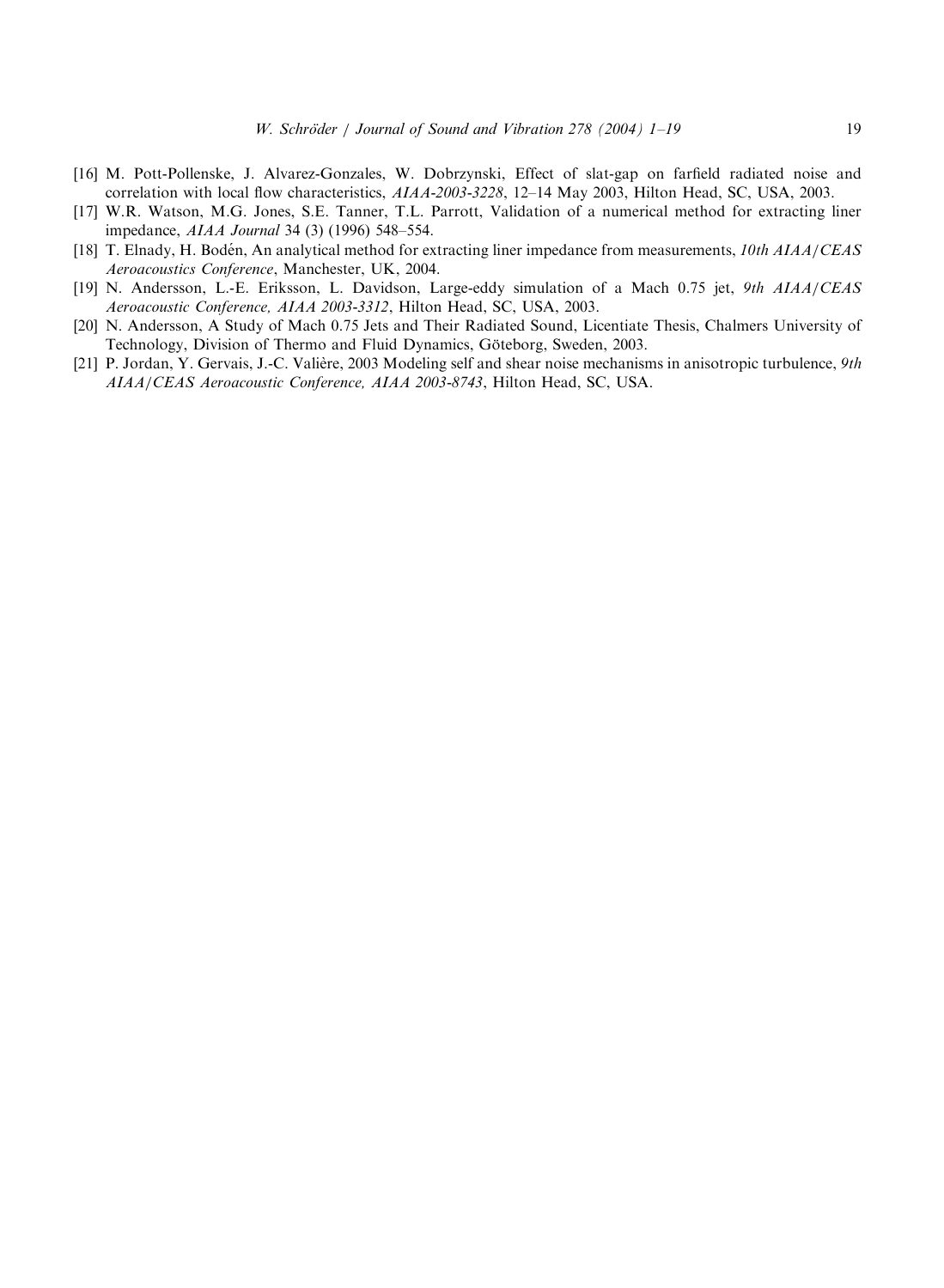[16] M. Pott-Pollenske, J. Alvarez-Gonzales, W. Dobrzynski, Effect of slat-gap on farfield radiated noise and correlation with local flow characteristics, *AIAA-2003-3228*, 12–14 May 2003, Hilton Head, SC, USA, 2003.

[17] W.R. Watson, M.G. Jones, S.E. Tanner, T.L. Parrott, Validation of a numerical method for extracting liner impedance, *AIAA Journal* 34 (3) (1996) 548–554.

[18] T. Elnady, H. Bodén, An analytical method for extracting liner impedance from measurements, *10th AIAA/CEAS Aeroacoustics Conference*, Manchester, UK, 2004.

[19] N. Andersson, L.-E. Eriksson, L. Davidson, Large-eddy simulation of a Mach 0.75 jet, *9th AIAA/CEAS Aeroacoustic Conference, AIAA 2003-3312*, Hilton Head, SC, USA, 2003.

[20] N. Andersson, A Study of Mach 0.75 Jets and Their Radiated Sound, Licentiate Thesis, Chalmers University of Technology, Division of Thermo and Fluid Dynamics, Göteborg, Sweden, 2003.

[21] P. Jordan, Y. Gervais, J.-C. Valière, 2003 Modeling self and shear noise mechanisms in anisotropic turbulence, *9th AIAA/CEAS Aeroacoustic Conference, AIAA 2003-8743*, Hilton Head, SC, USA.